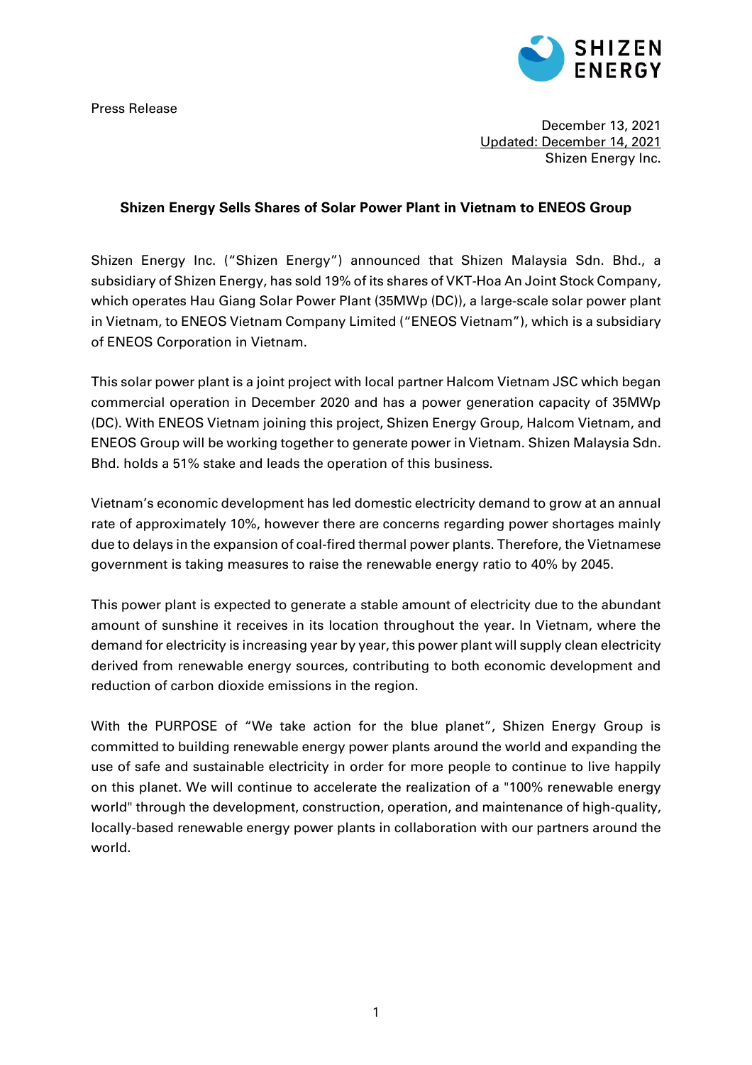Press Release

December 13, 2021
Updated: December 14, 2021
Shizen Energy Inc.

**Shizen Energy Sells Shares of Solar Power Plant in Vietnam to ENEOS Group**

Shizen Energy Inc. ("Shizen Energy") announced that Shizen Malaysia Sdn. Bhd., a subsidiary of Shizen Energy, has sold 19% of its shares of VKT-Hoa An Joint Stock Company, which operates Hau Giang Solar Power Plant (35MWp (DC)), a large-scale solar power plant in Vietnam, to ENEOS Vietnam Company Limited ("ENEOS Vietnam"), which is a subsidiary of ENEOS Corporation in Vietnam.

This solar power plant is a joint project with local partner Halcom Vietnam JSC which began commercial operation in December 2020 and has a power generation capacity of 35MWp (DC). With ENEOS Vietnam joining this project, Shizen Energy Group, Halcom Vietnam, and ENEOS Group will be working together to generate power in Vietnam. Shizen Malaysia Sdn. Bhd. holds a 51% stake and leads the operation of this business.

Vietnam's economic development has led domestic electricity demand to grow at an annual rate of approximately 10%, however there are concerns regarding power shortages mainly due to delays in the expansion of coal-fired thermal power plants. Therefore, the Vietnamese government is taking measures to raise the renewable energy ratio to 40% by 2045.

This power plant is expected to generate a stable amount of electricity due to the abundant amount of sunshine it receives in its location throughout the year. In Vietnam, where the demand for electricity is increasing year by year, this power plant will supply clean electricity derived from renewable energy sources, contributing to both economic development and reduction of carbon dioxide emissions in the region.

With the PURPOSE of "We take action for the blue planet", Shizen Energy Group is committed to building renewable energy power plants around the world and expanding the use of safe and sustainable electricity in order for more people to continue to live happily on this planet. We will continue to accelerate the realization of a "100% renewable energy world" through the development, construction, operation, and maintenance of high-quality, locally-based renewable energy power plants in collaboration with our partners around the world.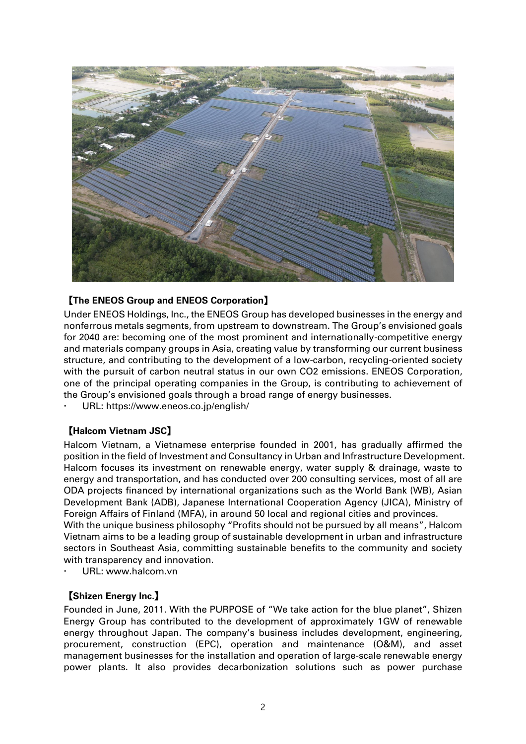**【The ENEOS Group and ENEOS Corporation】**

Under ENEOS Holdings, Inc., the ENEOS Group has developed businesses in the energy and nonferrous metals segments, from upstream to downstream. The Group's envisioned goals for 2040 are: becoming one of the most prominent and internationally-competitive energy and materials company groups in Asia, creating value by transforming our current business structure, and contributing to the development of a low-carbon, recycling-oriented society with the pursuit of carbon neutral status in our own $CO_2$ emissions. ENEOS Corporation, one of the principal operating companies in the Group, is contributing to achievement of the Group's envisioned goals through a broad range of energy businesses.

- URL: https://www.eneos.co.jp/english/

**【Halcom Vietnam JSC】**

Halcom Vietnam, a Vietnamese enterprise founded in 2001, has gradually affirmed the position in the field of Investment and Consultancy in Urban and Infrastructure Development. Halcom focuses its investment on renewable energy, water supply & drainage, waste to energy and transportation, and has conducted over 200 consulting services, most of all are ODA projects financed by international organizations such as the World Bank (WB), Asian Development Bank (ADB), Japanese International Cooperation Agency (JICA), Ministry of Foreign Affairs of Finland (MFA), in around 50 local and regional cities and provinces.

With the unique business philosophy "Profits should not be pursued by all means", Halcom Vietnam aims to be a leading group of sustainable development in urban and infrastructure sectors in Southeast Asia, committing sustainable benefits to the community and society with transparency and innovation.

- URL: www.halcom.vn

**【Shizen Energy Inc.】**

Founded in June, 2011. With the PURPOSE of "We take action for the blue planet", Shizen Energy Group has contributed to the development of approximately 1GW of renewable energy throughout Japan. The company's business includes development, engineering, procurement, construction (EPC), operation and maintenance (O&M), and asset management businesses for the installation and operation of large-scale renewable energy power plants. It also provides decarbonization solutions such as power purchase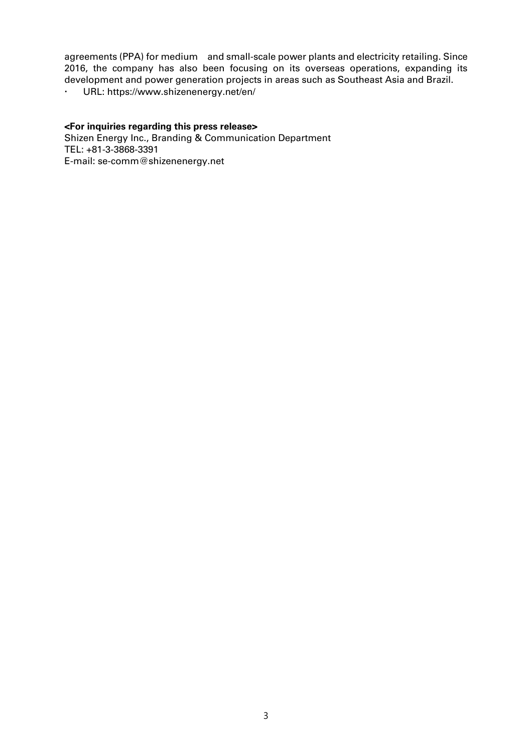agreements (PPA) for medium and small-scale power plants and electricity retailing. Since 2016, the company has also been focusing on its overseas operations, expanding its development and power generation projects in areas such as Southeast Asia and Brazil.

- URL: https://www.shizenenergy.net/en/

**<For inquiries regarding this press release>**
Shizen Energy Inc., Branding & Communication Department
TEL: +81-3-3868-3391
E-mail: se-comm@shizenenergy.net